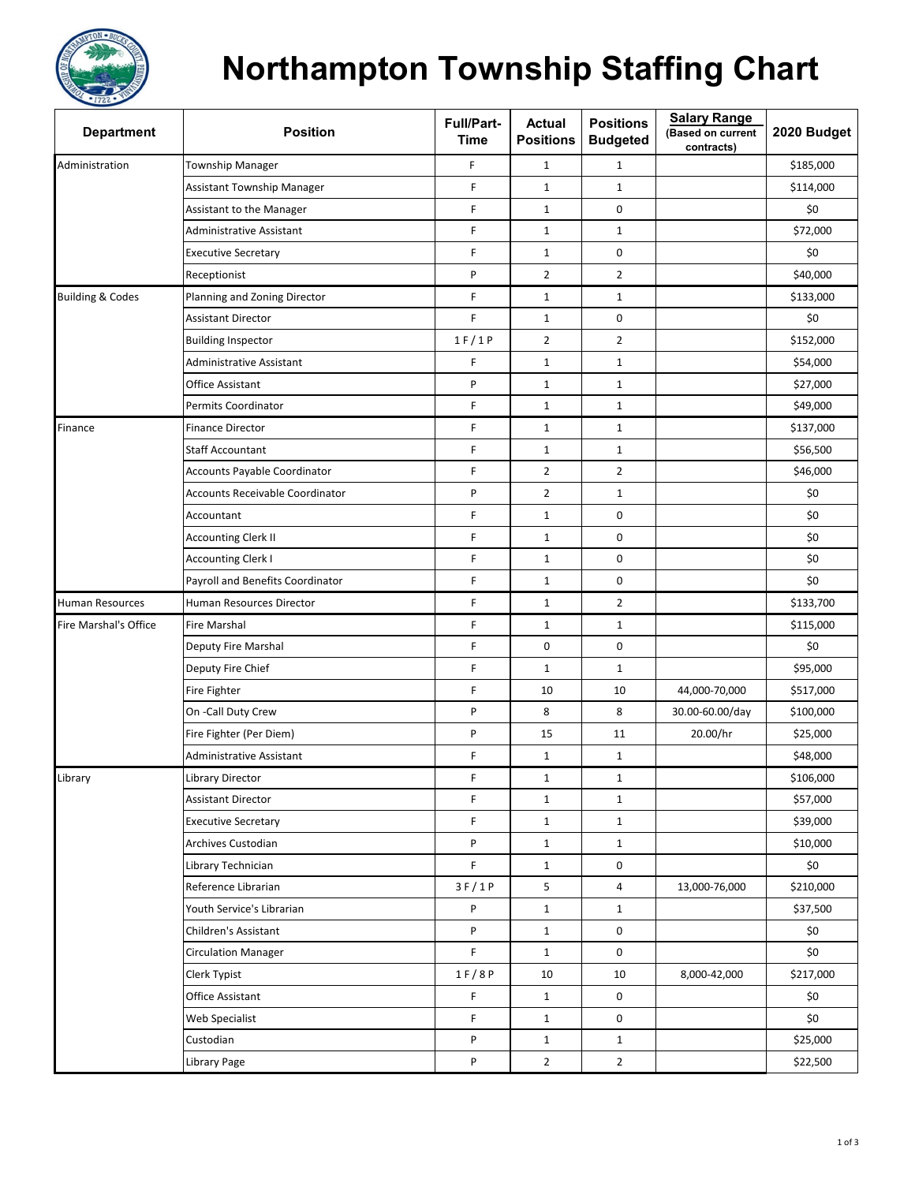# Northampton Township Staffing Chart

| Department | Position | Full/Part-Time | Actual Positions | Positions Budgeted | Salary Range (Based on current contracts) | 2020 Budget |
|---|---|---|---|---|---|---|
| Administration | Township Manager | F | 1 | 1 | | $185,000 |
| | Assistant Township Manager | F | 1 | 1 | | $114,000 |
| | Assistant to the Manager | F | 1 | 0 | | $0 |
| | Administrative Assistant | F | 1 | 1 | | $72,000 |
| | Executive Secretary | F | 1 | 0 | | $0 |
| | Receptionist | P | 2 | 2 | | $40,000 |
| Building & Codes | Planning and Zoning Director | F | 1 | 1 | | $133,000 |
| | Assistant Director | F | 1 | 0 | | $0 |
| | Building Inspector | 1 F / 1 P | 2 | 2 | | $152,000 |
| | Administrative Assistant | F | 1 | 1 | | $54,000 |
| | Office Assistant | P | 1 | 1 | | $27,000 |
| | Permits Coordinator | F | 1 | 1 | | $49,000 |
| Finance | Finance Director | F | 1 | 1 | | $137,000 |
| | Staff Accountant | F | 1 | 1 | | $56,500 |
| | Accounts Payable Coordinator | F | 2 | 2 | | $46,000 |
| | Accounts Receivable Coordinator | P | 2 | 1 | | $0 |
| | Accountant | F | 1 | 0 | | $0 |
| | Accounting Clerk II | F | 1 | 0 | | $0 |
| | Accounting Clerk I | F | 1 | 0 | | $0 |
| | Payroll and Benefits Coordinator | F | 1 | 0 | | $0 |
| Human Resources | Human Resources Director | F | 1 | 2 | | $133,700 |
| Fire Marshal's Office | Fire Marshal | F | 1 | 1 | | $115,000 |
| | Deputy Fire Marshal | F | 0 | 0 | | $0 |
| | Deputy Fire Chief | F | 1 | 1 | | $95,000 |
| | Fire Fighter | F | 10 | 10 | 44,000-70,000 | $517,000 |
| | On -Call Duty Crew | P | 8 | 8 | 30.00-60.00/day | $100,000 |
| | Fire Fighter (Per Diem) | P | 15 | 11 | 20.00/hr | $25,000 |
| | Administrative Assistant | F | 1 | 1 | | $48,000 |
| Library | Library Director | F | 1 | 1 | | $106,000 |
| | Assistant Director | F | 1 | 1 | | $57,000 |
| | Executive Secretary | F | 1 | 1 | | $39,000 |
| | Archives Custodian | P | 1 | 1 | | $10,000 |
| | Library Technician | F | 1 | 0 | | $0 |
| | Reference Librarian | 3 F / 1 P | 5 | 4 | 13,000-76,000 | $210,000 |
| | Youth Service's Librarian | P | 1 | 1 | | $37,500 |
| | Children's Assistant | P | 1 | 0 | | $0 |
| | Circulation Manager | F | 1 | 0 | | $0 |
| | Clerk Typist | 1 F / 8 P | 10 | 10 | 8,000-42,000 | $217,000 |
| | Office Assistant | F | 1 | 0 | | $0 |
| | Web Specialist | F | 1 | 0 | | $0 |
| | Custodian | P | 1 | 1 | | $25,000 |
| | Library Page | P | 2 | 2 | | $22,500 |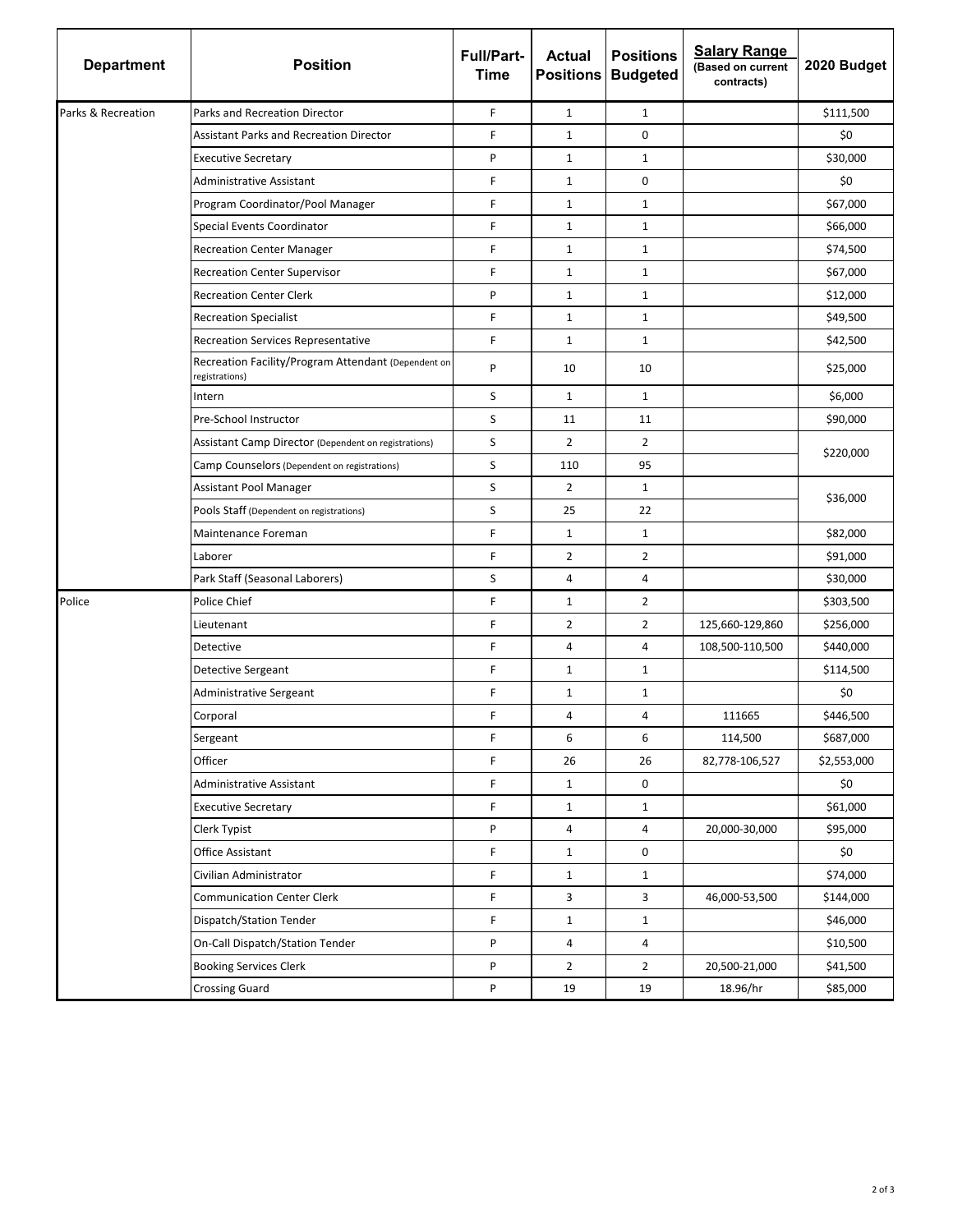| Department | Position | Full/Part-Time | Actual Positions | Positions Budgeted | Salary Range (Based on current contracts) | 2020 Budget |
|---|---|---|---|---|---|---|
| Parks & Recreation | Parks and Recreation Director | F | 1 | 1 | | $111,500 |
| | Assistant Parks and Recreation Director | F | 1 | 0 | | $0 |
| | Executive Secretary | P | 1 | 1 | | $30,000 |
| | Administrative Assistant | F | 1 | 0 | | $0 |
| | Program Coordinator/Pool Manager | F | 1 | 1 | | $67,000 |
| | Special Events Coordinator | F | 1 | 1 | | $66,000 |
| | Recreation Center Manager | F | 1 | 1 | | $74,500 |
| | Recreation Center Supervisor | F | 1 | 1 | | $67,000 |
| | Recreation Center Clerk | P | 1 | 1 | | $12,000 |
| | Recreation Specialist | F | 1 | 1 | | $49,500 |
| | Recreation Services Representative | F | 1 | 1 | | $42,500 |
| | Recreation Facility/Program Attendant (Dependent on registrations) | P | 10 | 10 | | $25,000 |
| | Intern | S | 1 | 1 | | $6,000 |
| | Pre-School Instructor | S | 11 | 11 | | $90,000 |
| | Assistant Camp Director (Dependent on registrations) | S | 2 | 2 | | $220,000 |
| | Camp Counselors (Dependent on registrations) | S | 110 | 95 | | |
| | Assistant Pool Manager | S | 2 | 1 | | $36,000 |
| | Pools Staff (Dependent on registrations) | S | 25 | 22 | | |
| | Maintenance Foreman | F | 1 | 1 | | $82,000 |
| | Laborer | F | 2 | 2 | | $91,000 |
| | Park Staff (Seasonal Laborers) | S | 4 | 4 | | $30,000 |
| Police | Police Chief | F | 1 | 2 | | $303,500 |
| | Lieutenant | F | 2 | 2 | 125,660-129,860 | $256,000 |
| | Detective | F | 4 | 4 | 108,500-110,500 | $440,000 |
| | Detective Sergeant | F | 1 | 1 | | $114,500 |
| | Administrative Sergeant | F | 1 | 1 | | $0 |
| | Corporal | F | 4 | 4 | 111665 | $446,500 |
| | Sergeant | F | 6 | 6 | 114,500 | $687,000 |
| | Officer | F | 26 | 26 | 82,778-106,527 | $2,553,000 |
| | Administrative Assistant | F | 1 | 0 | | $0 |
| | Executive Secretary | F | 1 | 1 | | $61,000 |
| | Clerk Typist | P | 4 | 4 | 20,000-30,000 | $95,000 |
| | Office Assistant | F | 1 | 0 | | $0 |
| | Civilian Administrator | F | 1 | 1 | | $74,000 |
| | Communication Center Clerk | F | 3 | 3 | 46,000-53,500 | $144,000 |
| | Dispatch/Station Tender | F | 1 | 1 | | $46,000 |
| | On-Call Dispatch/Station Tender | P | 4 | 4 | | $10,500 |
| | Booking Services Clerk | P | 2 | 2 | 20,500-21,000 | $41,500 |
| | Crossing Guard | P | 19 | 19 | 18.96/hr | $85,000 |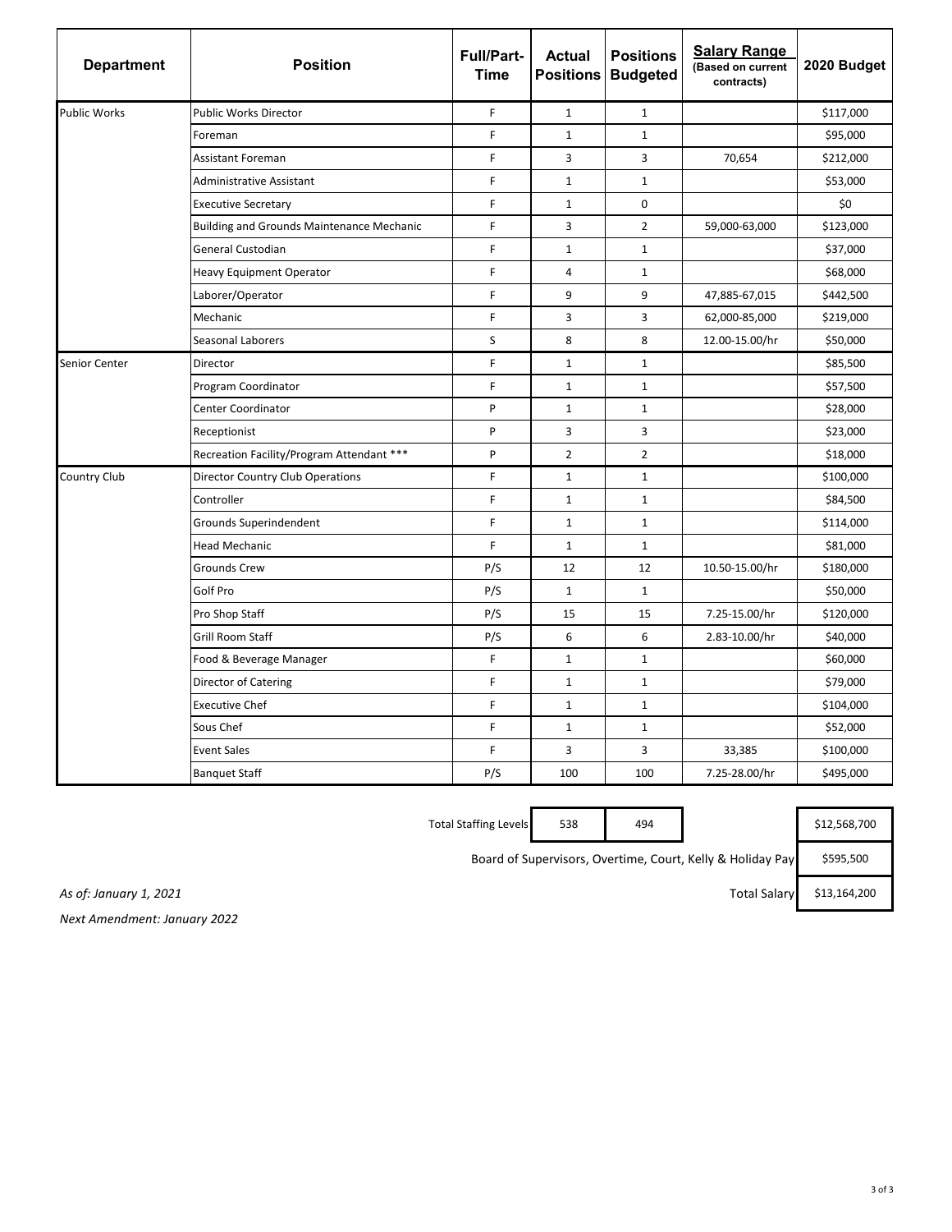| Department | Position | Full/Part-Time | Actual Positions | Positions Budgeted | Salary Range (Based on current contracts) | 2020 Budget |
|---|---|---|---|---|---|---|
| Public Works | Public Works Director | F | 1 | 1 | | $117,000 |
| | Foreman | F | 1 | 1 | | $95,000 |
| | Assistant Foreman | F | 3 | 3 | 70,654 | $212,000 |
| | Administrative Assistant | F | 1 | 1 | | $53,000 |
| | Executive Secretary | F | 1 | 0 | | $0 |
| | Building and Grounds Maintenance Mechanic | F | 3 | 2 | 59,000-63,000 | $123,000 |
| | General Custodian | F | 1 | 1 | | $37,000 |
| | Heavy Equipment Operator | F | 4 | 1 | | $68,000 |
| | Laborer/Operator | F | 9 | 9 | 47,885-67,015 | $442,500 |
| | Mechanic | F | 3 | 3 | 62,000-85,000 | $219,000 |
| | Seasonal Laborers | S | 8 | 8 | 12.00-15.00/hr | $50,000 |
| Senior Center | Director | F | 1 | 1 | | $85,500 |
| | Program Coordinator | F | 1 | 1 | | $57,500 |
| | Center Coordinator | P | 1 | 1 | | $28,000 |
| | Receptionist | P | 3 | 3 | | $23,000 |
| | Recreation Facility/Program Attendant *** | P | 2 | 2 | | $18,000 |
| Country Club | Director Country Club Operations | F | 1 | 1 | | $100,000 |
| | Controller | F | 1 | 1 | | $84,500 |
| | Grounds Superindendent | F | 1 | 1 | | $114,000 |
| | Head Mechanic | F | 1 | 1 | | $81,000 |
| | Grounds Crew | P/S | 12 | 12 | 10.50-15.00/hr | $180,000 |
| | Golf Pro | P/S | 1 | 1 | | $50,000 |
| | Pro Shop Staff | P/S | 15 | 15 | 7.25-15.00/hr | $120,000 |
| | Grill Room Staff | P/S | 6 | 6 | 2.83-10.00/hr | $40,000 |
| | Food & Beverage Manager | F | 1 | 1 | | $60,000 |
| | Director of Catering | F | 1 | 1 | | $79,000 |
| | Executive Chef | F | 1 | 1 | | $104,000 |
| | Sous Chef | F | 1 | 1 | | $52,000 |
| | Event Sales | F | 3 | 3 | 33,385 | $100,000 |
| | Banquet Staff | P/S | 100 | 100 | 7.25-28.00/hr | $495,000 |

| | | | |
|---|---|---|---|
| Total Staffing Levels | 538 | 494 | $12,568,700 |
| Board of Supervisors, Overtime, Court, Kelly & Holiday Pay | | | $595,500 |
| Total Salary | | | $13,164,200 |

*As of: January 1, 2021*

*Next Amendment: January 2022*